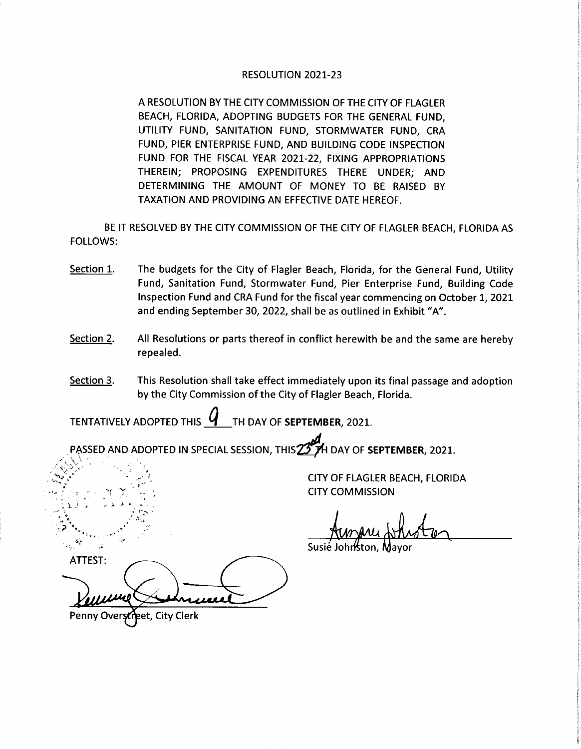# RESOLUTION 2021-23

A RESOLUTION BY THE CITY COMMISSION OF THE CITY OF FLAGLER BEACH, FLORIDA, ADOPTING BUDGETS FOR THE GENERAL FUND, UTILITY FUND, SANITATION FUND, STORMWATER FUND, CRA FUND, PIER ENTERPRISE FUND, AND BUILDING CODE INSPECTION FUND FOR THE FISCAL YEAR 2021-22, FIXING APPROPRIATIONS THEREIN; PROPOSING EXPENDITURES THERE UNDER; AND DETERMINING THE AMOUNT OF MONEY TO BE RAISED BY TAXATION AND PROVIDING AN EFFECTIVE DATE HEREOF.

BE IT RESOLVED BY THE CITY COMMISSION OF THE CITY OF FLAGLER BEACH, FLORIDA AS FOLLOWS:

Section 1. The budgets for the City of Flagler Beach, Florida, for the General Fund, Utility Fund, Sanitation Fund, Stormwater Fund, Pier Enterprise Fund, Building Code Inspection Fund and CRA Fund for the fiscal year commencing on October 1, 2021 and ending September 30, 2022, shall be as outlined in Exhibit "A".

Section 2. All Resolutions or parts thereof in conflict herewith be and the same are hereby repealed.

Section 3. This Resolution shall take effect immediately upon its final passage and adoption by the City Commission of the City of Flagler Beach, Florida.

TENTATIVELY ADOPTED THIS 9 TH DAY OF **SEPTEMBER**, 2021.

PASSED AND ADOPTED IN SPECIAL SESSION, THIS 23rd DAY OF **SEPTEMBER**, 2021.

CITY OF FLAGLER BEACH, FLORIDA
CITY COMMISSION

Susie Johnston, Mayor

ATTEST:

Penny Overstreet, City Clerk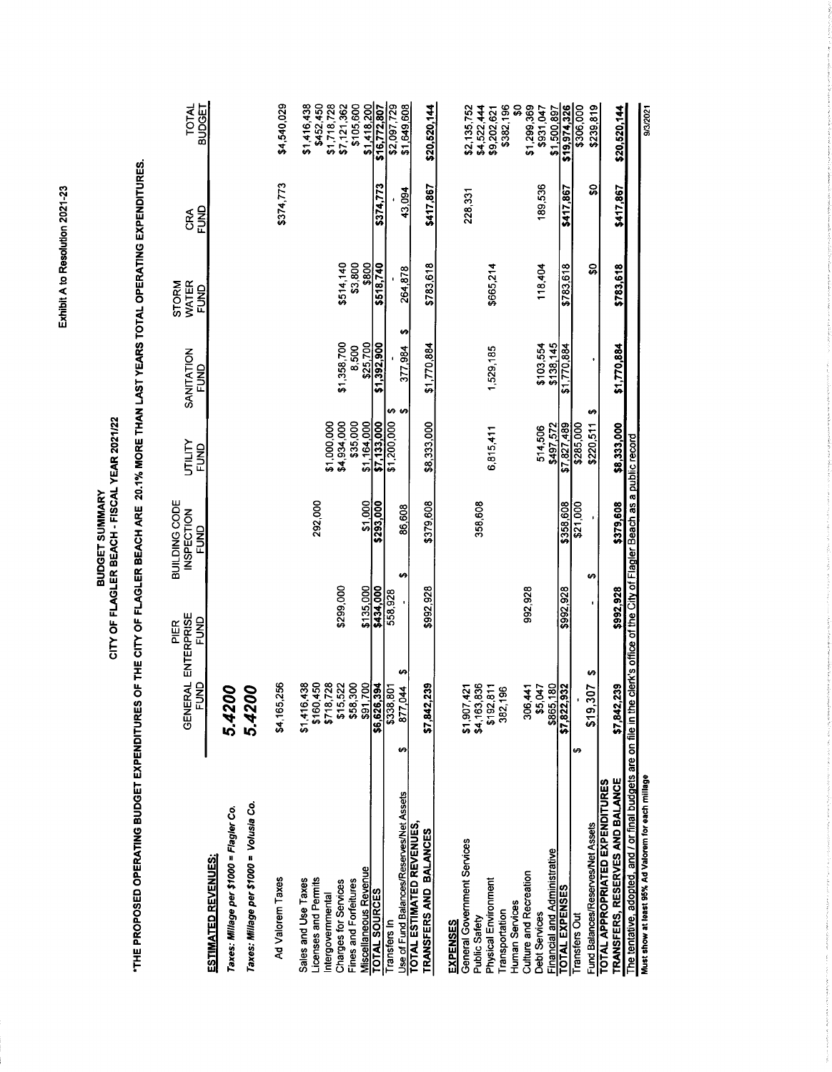Exhibit A to Resolution 2021-23

# BUDGET SUMMARY
## CITY OF FLAGLER BEACH - FISCAL YEAR 2021/22

*THE PROPOSED OPERATING BUDGET EXPENDITURES OF THE CITY OF FLAGLER BEACH ARE 20.1% MORE THAN LAST YEARS TOTAL OPERATING EXPENDITURES.

| | GENERAL FUND | PIER ENTERPRISE FUND | BUILDING CODE INSPECTION FUND | UTILITY FUND | SANITATION FUND | STORM WATER FUND | CRA FUND | TOTAL BUDGET |
|---|---|---|---|---|---|---|---|---|
| **ESTIMATED REVENUES:** | | | | | | | | |
| ***Taxes: Millage per $1000 = Flagler Co.*** | ***5.4200*** | | | | | | | |
| ***Taxes: Millage per $1000 = Volusia Co.*** | ***5.4200*** | | | | | | | |
| Ad Valorem Taxes | $4,165,256 | | | | | | $374,773 | $4,540,029 |
| Sales and Use Taxes | $1,416,438 | | | | | | | $1,416,438 |
| Licenses and Permits | $160,450 | | 292,000 | | | | | $452,450 |
| Intergovernmental | $718,728 | | | $1,000,000 | | | | $1,718,728 |
| Charges for Services | $15,522 | $299,000 | | $4,934,000 | $1,358,700 | $514,140 | | $7,121,362 |
| Fines and Forfeitures | $58,300 | | | $35,000 | 8,500 | $3,800 | | $105,600 |
| Miscellaneous Revenue | $91,700 | $135,000 | $1,000 | $1,164,000 | $25,700 | $800 | | $1,418,200 |
| **TOTAL SOURCES** | $6,626,394 | $434,000 | $293,000 | $7,133,000 | $1,392,900 | $518,740 | $374,773 | $16,772,807 |
| Transfers In | $338,801 | 558,928 | | $1,200,000 | $ - | - | - | $2,097,729 |
| Use of Fund Balances/Reserves/Net Assets | $ 877,044 | $ - | $ 86,608 | | $ 377,984 | $ 264,878 | 43,094 | $1,649,608 |
| **TOTAL ESTIMATED REVENUES, TRANSFERS AND BALANCES** | $7,842,239 | $992,928 | $379,608 | $8,333,000 | $1,770,884 | $783,618 | $417,867 | $20,520,144 |
| **EXPENSES** | | | | | | | | |
| General Government Services | $1,907,421 | | | | | | 228,331 | $2,135,752 |
| Public Safety | $4,163,836 | | 358,608 | | | | | $4,522,444 |
| Physical Environment | $192,811 | | | 6,815,411 | 1,529,185 | $665,214 | | $9,202,621 |
| Transportation | 382,196 | | | | | | | $382,196 |
| Human Services | | | | | | | | $0 |
| Culture and Recreation | 306,441 | 992,928 | | | | | 189,536 | $1,299,369 |
| Debt Services | $5,047 | | | 514,506 | $103,554 | 118,404 | | $931,047 |
| Financial and Administrative | $865,180 | | | $497,572 | $138,145 | | | $1,500,897 |
| **TOTAL EXPENSES** | $7,822,932 | $992,928 | $358,608 | $7,827,489 | $1,770,884 | $783,618 | $417,867 | $19,974,326 |
| Transfers Out | $ - | | $21,000 | $285,000 | | | | $306,000 |
| Fund Balances/Reserves/Net Assets | $19,307 | $ - | $ - | $220,511 | $ - | $0 | $0 | $239,819 |
| **TOTAL APPROPRIATED EXPENDITURES TRANSFERS, RESERVES AND BALANCE** | $7,842,239 | $992,928 | $379,608 | $8,333,000 | $1,770,884 | $783,618 | $417,867 | $20,520,144 |

The tentative, adopted, and / or final budgets are on file in the clerk's office of the City of Flagler Beach as a public record

**Must show at least 95% Ad Valorem for each millage**

9/3/2021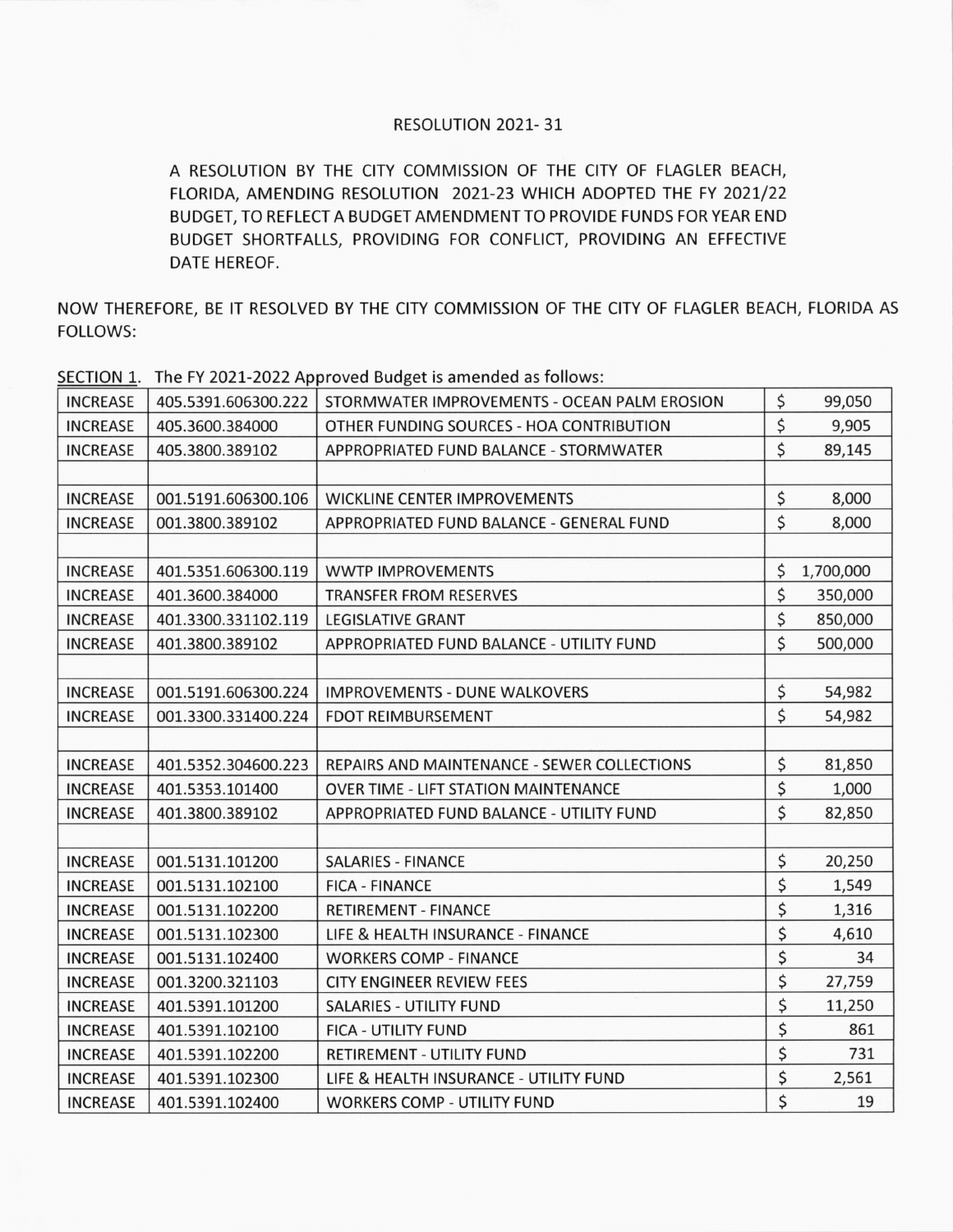RESOLUTION 2021- 31

A RESOLUTION BY THE CITY COMMISSION OF THE CITY OF FLAGLER BEACH, FLORIDA, AMENDING RESOLUTION 2021-23 WHICH ADOPTED THE FY 2021/22 BUDGET, TO REFLECT A BUDGET AMENDMENT TO PROVIDE FUNDS FOR YEAR END BUDGET SHORTFALLS, PROVIDING FOR CONFLICT, PROVIDING AN EFFECTIVE DATE HEREOF.

NOW THEREFORE, BE IT RESOLVED BY THE CITY COMMISSION OF THE CITY OF FLAGLER BEACH, FLORIDA AS FOLLOWS:

SECTION 1. The FY 2021-2022 Approved Budget is amended as follows:

| | | | |
|---|---|---|---|
| INCREASE | 405.5391.606300.222 | STORMWATER IMPROVEMENTS - OCEAN PALM EROSION | $ 99,050 |
| INCREASE | 405.3600.384000 | OTHER FUNDING SOURCES - HOA CONTRIBUTION | $ 9,905 |
| INCREASE | 405.3800.389102 | APPROPRIATED FUND BALANCE - STORMWATER | $ 89,145 |
| | | | |
| INCREASE | 001.5191.606300.106 | WICKLINE CENTER IMPROVEMENTS | $ 8,000 |
| INCREASE | 001.3800.389102 | APPROPRIATED FUND BALANCE - GENERAL FUND | $ 8,000 |
| | | | |
| INCREASE | 401.5351.606300.119 | WWTP IMPROVEMENTS | $ 1,700,000 |
| INCREASE | 401.3600.384000 | TRANSFER FROM RESERVES | $ 350,000 |
| INCREASE | 401.3300.331102.119 | LEGISLATIVE GRANT | $ 850,000 |
| INCREASE | 401.3800.389102 | APPROPRIATED FUND BALANCE - UTILITY FUND | $ 500,000 |
| | | | |
| INCREASE | 001.5191.606300.224 | IMPROVEMENTS - DUNE WALKOVERS | $ 54,982 |
| INCREASE | 001.3300.331400.224 | FDOT REIMBURSEMENT | $ 54,982 |
| | | | |
| INCREASE | 401.5352.304600.223 | REPAIRS AND MAINTENANCE - SEWER COLLECTIONS | $ 81,850 |
| INCREASE | 401.5353.101400 | OVER TIME - LIFT STATION MAINTENANCE | $ 1,000 |
| INCREASE | 401.3800.389102 | APPROPRIATED FUND BALANCE - UTILITY FUND | $ 82,850 |
| | | | |
| INCREASE | 001.5131.101200 | SALARIES - FINANCE | $ 20,250 |
| INCREASE | 001.5131.102100 | FICA - FINANCE | $ 1,549 |
| INCREASE | 001.5131.102200 | RETIREMENT - FINANCE | $ 1,316 |
| INCREASE | 001.5131.102300 | LIFE & HEALTH INSURANCE - FINANCE | $ 4,610 |
| INCREASE | 001.5131.102400 | WORKERS COMP - FINANCE | $ 34 |
| INCREASE | 001.3200.321103 | CITY ENGINEER REVIEW FEES | $ 27,759 |
| INCREASE | 401.5391.101200 | SALARIES - UTILITY FUND | $ 11,250 |
| INCREASE | 401.5391.102100 | FICA - UTILITY FUND | $ 861 |
| INCREASE | 401.5391.102200 | RETIREMENT - UTILITY FUND | $ 731 |
| INCREASE | 401.5391.102300 | LIFE & HEALTH INSURANCE - UTILITY FUND | $ 2,561 |
| INCREASE | 401.5391.102400 | WORKERS COMP - UTILITY FUND | $ 19 |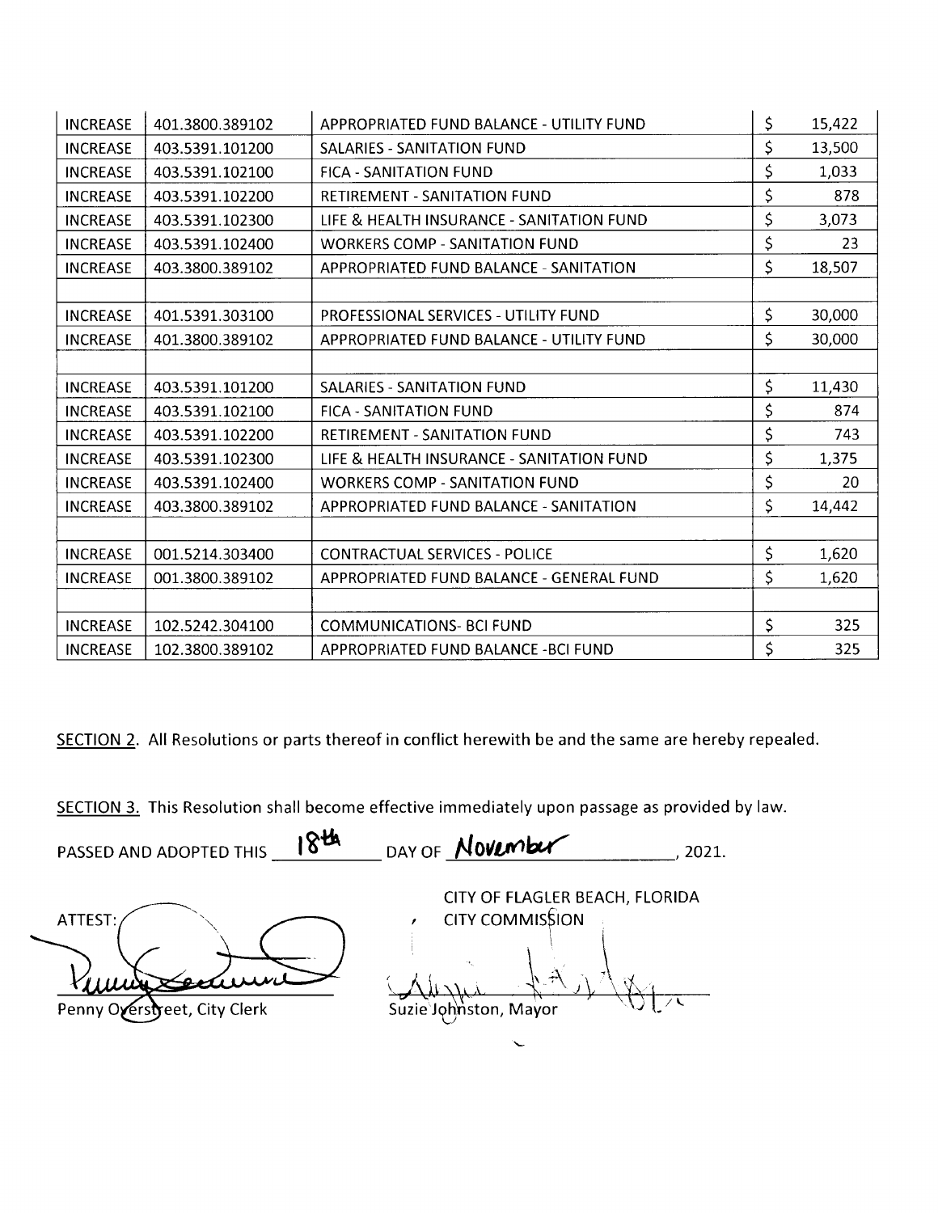| | | | |
|---|---|---|---|
| INCREASE | 401.3800.389102 | APPROPRIATED FUND BALANCE - UTILITY FUND | $ 15,422 |
| INCREASE | 403.5391.101200 | SALARIES - SANITATION FUND | $ 13,500 |
| INCREASE | 403.5391.102100 | FICA - SANITATION FUND | $ 1,033 |
| INCREASE | 403.5391.102200 | RETIREMENT - SANITATION FUND | $ 878 |
| INCREASE | 403.5391.102300 | LIFE & HEALTH INSURANCE - SANITATION FUND | $ 3,073 |
| INCREASE | 403.5391.102400 | WORKERS COMP - SANITATION FUND | $ 23 |
| INCREASE | 403.3800.389102 | APPROPRIATED FUND BALANCE - SANITATION | $ 18,507 |
| | | | |
| INCREASE | 401.5391.303100 | PROFESSIONAL SERVICES - UTILITY FUND | $ 30,000 |
| INCREASE | 401.3800.389102 | APPROPRIATED FUND BALANCE - UTILITY FUND | $ 30,000 |
| | | | |
| INCREASE | 403.5391.101200 | SALARIES - SANITATION FUND | $ 11,430 |
| INCREASE | 403.5391.102100 | FICA - SANITATION FUND | $ 874 |
| INCREASE | 403.5391.102200 | RETIREMENT - SANITATION FUND | $ 743 |
| INCREASE | 403.5391.102300 | LIFE & HEALTH INSURANCE - SANITATION FUND | $ 1,375 |
| INCREASE | 403.5391.102400 | WORKERS COMP - SANITATION FUND | $ 20 |
| INCREASE | 403.3800.389102 | APPROPRIATED FUND BALANCE - SANITATION | $ 14,442 |
| | | | |
| INCREASE | 001.5214.303400 | CONTRACTUAL SERVICES - POLICE | $ 1,620 |
| INCREASE | 001.3800.389102 | APPROPRIATED FUND BALANCE - GENERAL FUND | $ 1,620 |
| | | | |
| INCREASE | 102.5242.304100 | COMMUNICATIONS- BCI FUND | $ 325 |
| INCREASE | 102.3800.389102 | APPROPRIATED FUND BALANCE -BCI FUND | $ 325 |

SECTION 2. All Resolutions or parts thereof in conflict herewith be and the same are hereby repealed.

SECTION 3. This Resolution shall become effective immediately upon passage as provided by law.

PASSED AND ADOPTED THIS 18th DAY OF November, 2021.

ATTEST:

Penny Overstreet, City Clerk

CITY OF FLAGLER BEACH, FLORIDA
CITY COMMISSION

Suzie Johnston, Mayor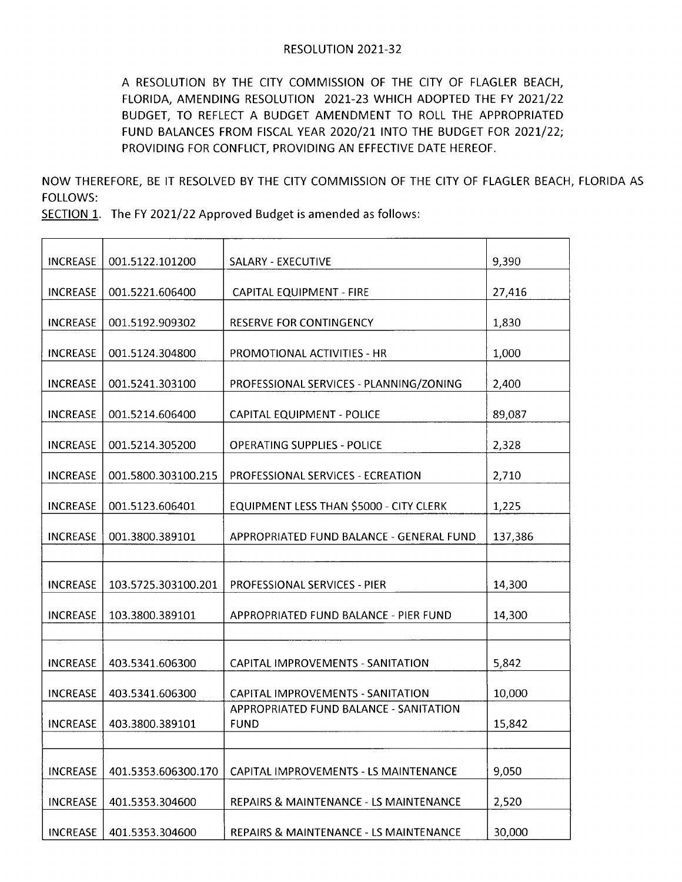RESOLUTION 2021-32

A RESOLUTION BY THE CITY COMMISSION OF THE CITY OF FLAGLER BEACH, FLORIDA, AMENDING RESOLUTION 2021-23 WHICH ADOPTED THE FY 2021/22 BUDGET, TO REFLECT A BUDGET AMENDMENT TO ROLL THE APPROPRIATED FUND BALANCES FROM FISCAL YEAR 2020/21 INTO THE BUDGET FOR 2021/22; PROVIDING FOR CONFLICT, PROVIDING AN EFFECTIVE DATE HEREOF.

NOW THEREFORE, BE IT RESOLVED BY THE CITY COMMISSION OF THE CITY OF FLAGLER BEACH, FLORIDA AS FOLLOWS:

SECTION 1. The FY 2021/22 Approved Budget is amended as follows:

| | | | |
|---|---|---|---|
| INCREASE | 001.5122.101200 | SALARY - EXECUTIVE | 9,390 |
| INCREASE | 001.5221.606400 | CAPITAL EQUIPMENT - FIRE | 27,416 |
| INCREASE | 001.5192.909302 | RESERVE FOR CONTINGENCY | 1,830 |
| INCREASE | 001.5124.304800 | PROMOTIONAL ACTIVITIES - HR | 1,000 |
| INCREASE | 001.5241.303100 | PROFESSIONAL SERVICES - PLANNING/ZONING | 2,400 |
| INCREASE | 001.5214.606400 | CAPITAL EQUIPMENT - POLICE | 89,087 |
| INCREASE | 001.5214.305200 | OPERATING SUPPLIES - POLICE | 2,328 |
| INCREASE | 001.5800.303100.215 | PROFESSIONAL SERVICES - ECREATION | 2,710 |
| INCREASE | 001.5123.606401 | EQUIPMENT LESS THAN $5000 - CITY CLERK | 1,225 |
| INCREASE | 001.3800.389101 | APPROPRIATED FUND BALANCE - GENERAL FUND | 137,386 |
| | | | |
| INCREASE | 103.5725.303100.201 | PROFESSIONAL SERVICES - PIER | 14,300 |
| INCREASE | 103.3800.389101 | APPROPRIATED FUND BALANCE - PIER FUND | 14,300 |
| | | | |
| INCREASE | 403.5341.606300 | CAPITAL IMPROVEMENTS - SANITATION | 5,842 |
| INCREASE | 403.5341.606300 | CAPITAL IMPROVEMENTS - SANITATION | 10,000 |
| INCREASE | 403.3800.389101 | APPROPRIATED FUND BALANCE - SANITATION FUND | 15,842 |
| | | | |
| INCREASE | 401.5353.606300.170 | CAPITAL IMPROVEMENTS - LS MAINTENANCE | 9,050 |
| INCREASE | 401.5353.304600 | REPAIRS & MAINTENANCE - LS MAINTENANCE | 2,520 |
| INCREASE | 401.5353.304600 | REPAIRS & MAINTENANCE - LS MAINTENANCE | 30,000 |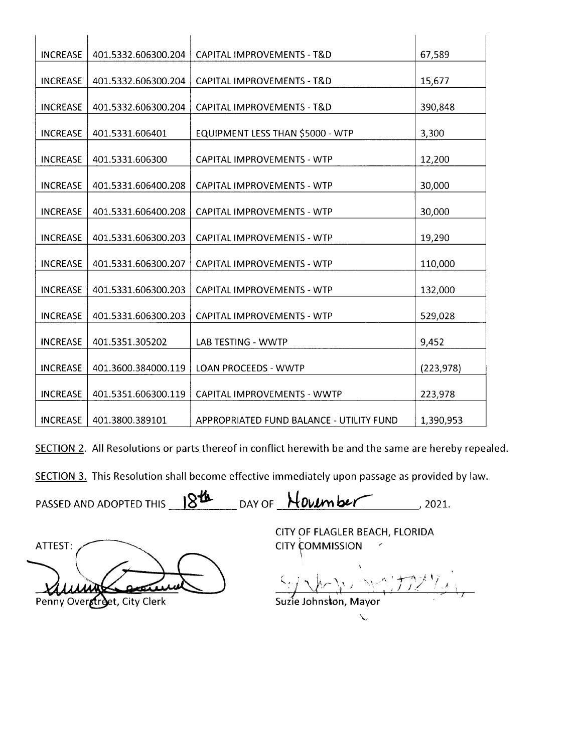| | | | |
|---|---|---|---|
| INCREASE | 401.5332.606300.204 | CAPITAL IMPROVEMENTS - T&D | 67,589 |
| INCREASE | 401.5332.606300.204 | CAPITAL IMPROVEMENTS - T&D | 15,677 |
| INCREASE | 401.5332.606300.204 | CAPITAL IMPROVEMENTS - T&D | 390,848 |
| INCREASE | 401.5331.606401 | EQUIPMENT LESS THAN $5000 - WTP | 3,300 |
| INCREASE | 401.5331.606300 | CAPITAL IMPROVEMENTS - WTP | 12,200 |
| INCREASE | 401.5331.606400.208 | CAPITAL IMPROVEMENTS - WTP | 30,000 |
| INCREASE | 401.5331.606400.208 | CAPITAL IMPROVEMENTS - WTP | 30,000 |
| INCREASE | 401.5331.606300.203 | CAPITAL IMPROVEMENTS - WTP | 19,290 |
| INCREASE | 401.5331.606300.207 | CAPITAL IMPROVEMENTS - WTP | 110,000 |
| INCREASE | 401.5331.606300.203 | CAPITAL IMPROVEMENTS - WTP | 132,000 |
| INCREASE | 401.5331.606300.203 | CAPITAL IMPROVEMENTS - WTP | 529,028 |
| INCREASE | 401.5351.305202 | LAB TESTING - WWTP | 9,452 |
| INCREASE | 401.3600.384000.119 | LOAN PROCEEDS - WWTP | (223,978) |
| INCREASE | 401.5351.606300.119 | CAPITAL IMPROVEMENTS - WWTP | 223,978 |
| INCREASE | 401.3800.389101 | APPROPRIATED FUND BALANCE - UTILITY FUND | 1,390,953 |

SECTION 2. All Resolutions or parts thereof in conflict herewith be and the same are hereby repealed.

SECTION 3. This Resolution shall become effective immediately upon passage as provided by law.

PASSED AND ADOPTED THIS 18th DAY OF November, 2021.

ATTEST:

Penny Overstreet, City Clerk

CITY OF FLAGLER BEACH, FLORIDA
CITY COMMISSION

Suzie Johnston, Mayor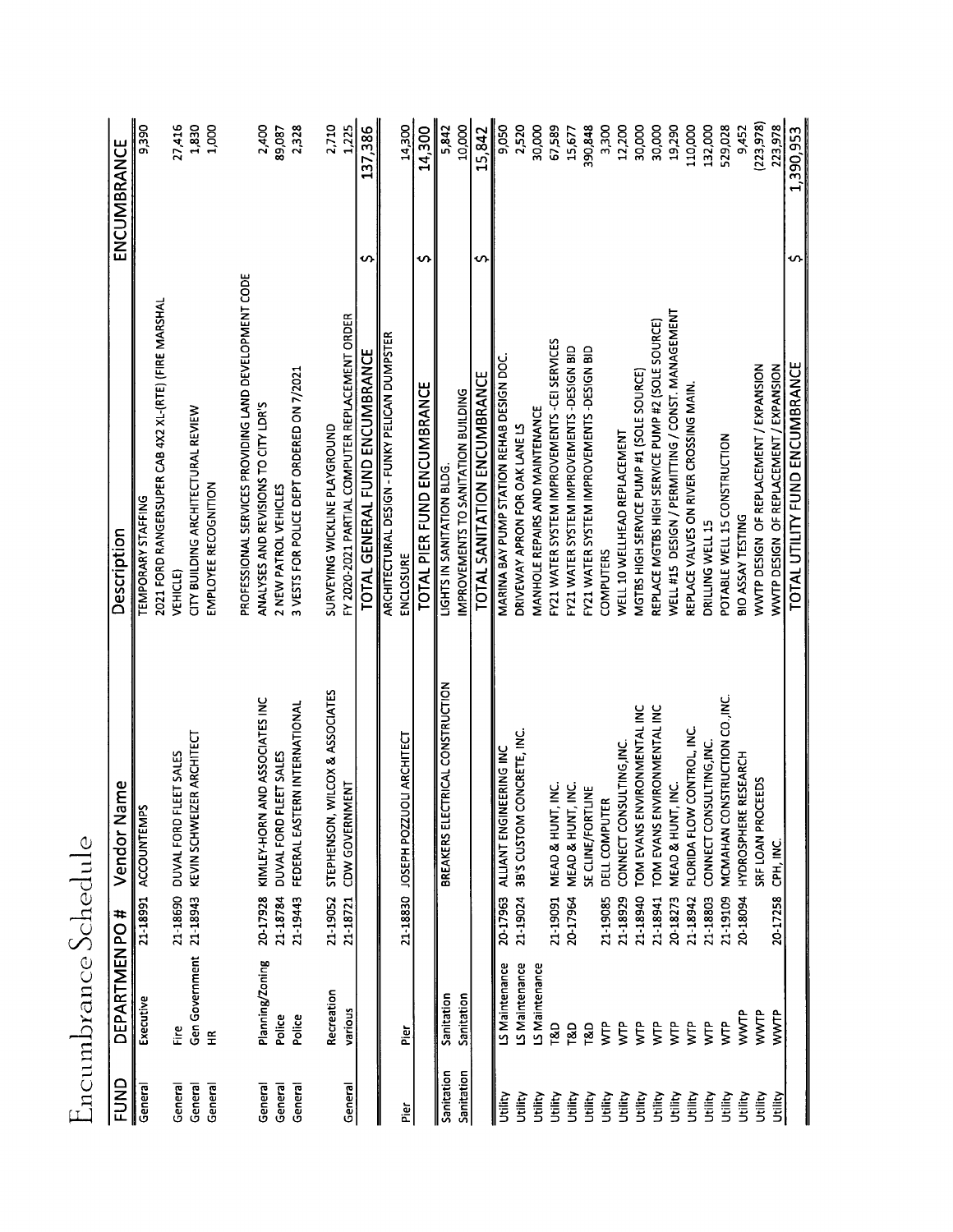# Encumbrance Schedule

| FUND | DEPARTMENT | PO # | Vendor Name | Description | ENCUMBRANCE |
|---|---|---|---|---|---|
| General | Executive | 21-18991 | ACCOUNTEMPS | TEMPORARY STAFFING | 9,390 |
| General | Fire | 21-18690 | DUVAL FORD FLEET SALES | 2021 FORD RANGERSUPER CAB 4X2 XL-(RTE) (FIRE MARSHAL VEHICLE) | 27,416 |
| General | Gen Government | 21-18943 | KEVIN SCHWEIZER ARCHITECT | CITY BUILDING ARCHITECTURAL REVIEW | 1,830 |
| General | HR | | | EMPLOYEE RECOGNITION | 1,000 |
| General | Planning/Zoning | 20-17928 | KIMLEY-HORN AND ASSOCIATES INC | PROFESSIONAL SERVICES PROVIDING LAND DEVELOPMENT CODE ANALYSES AND REVISIONS TO CITY LDR'S | 2,400 |
| General | Police | 21-18784 | DUVAL FORD FLEET SALES | 2 NEW PATROL VEHICLES | 89,087 |
| General | Police | 21-19443 | FEDERAL EASTERN INTERNATIONAL | 3 VESTS FOR POLICE DEPT ORDERED ON 7/2021 | 2,328 |
| | Recreation | 21-19052 | STEPHENSON, WILCOX & ASSOCIATES | SURVEYING WICKLINE PLAYGROUND | 2,710 |
| General | various | 21-18721 | CDW GOVERNMENT | FY 2020-2021 PARTIAL COMPUTER REPLACEMENT ORDER | 1,225 |
| | | | | TOTAL GENERAL FUND ENCUMBRANCE | $ 137,386 |
| Pier | Pier | 21-18830 | JOSEPH POZZUOLI ARCHITECT | ARCHITECTURAL DESIGN - FUNKY PELICAN DUMPSTER ENCLOSURE | 14,300 |
| | | | | TOTAL PIER FUND ENCUMBRANCE | $ 14,300 |
| Sanitation | Sanitation | | BREAKERS ELECTRICAL CONSTRUCTION | LIGHTS IN SANITATION BLDG. | 5,842 |
| Sanitation | Sanitation | | | IMPROVEMENTS TO SANITATION BUILDING | 10,000 |
| | | | | TOTAL SANITATION ENCUMBRANCE | $ 15,842 |
| Utility | LS Maintenance | 20-17963 | ALLIANT ENGINEERING INC | MARINA BAY PUMP STATION REHAB DESIGN DOC. | 9,050 |
| Utility | LS Maintenance | 21-19024 | 3B'S CUSTOM CONCRETE, INC. | DRIVEWAY APRON FOR OAK LANE LS | 2,520 |
| Utility | LS Maintenance | | | MANHOLE REPAIRS AND MAINTENANCE | 30,000 |
| Utility | T&D | 21-19091 | MEAD & HUNT, INC. | FY21 WATER SYSTEM IMPROVEMENTS -CEI SERVICES | 67,589 |
| Utility | T&D | 20-17964 | MEAD & HUNT, INC. | FY21 WATER SYSTEM IMPROVEMENTS -DESIGN BID | 15,677 |
| Utility | T&D | | SE CLINE/FORTLINE | FY21 WATER SYSTEM IMPROVEMENTS -DESIGN BID | 390,848 |
| Utility | WTP | 21-19085 | DELL COMPUTER | COMPUTERS | 3,300 |
| Utility | WTP | 21-18929 | CONNECT CONSULTING,INC. | WELL 10 WELLHEAD REPLACEMENT | 12,200 |
| Utility | WTP | 21-18940 | TOM EVANS ENVIRONMENTAL INC | MGTBS HIGH SERVICE PUMP #1 (SOLE SOURCE) | 30,000 |
| Utility | WTP | 21-18941 | TOM EVANS ENVIRONMENTAL INC | REPLACE MGTBS HIGH SERVICE PUMP #2 (SOLE SOURCE) | 30,000 |
| Utility | WTP | 20-18273 | MEAD & HUNT, INC. | WELL #15 DESIGN / PERMITTING / CONST. MANAGEMENT | 19,290 |
| Utility | WTP | 21-18942 | FLORIDA FLOW CONTROL, INC. | REPLACE VALVES ON RIVER CROSSING MAIN. | 110,000 |
| Utility | WTP | 21-18803 | CONNECT CONSULTING,INC. | DRILLING WELL 15 | 132,000 |
| Utility | WTP | 21-19109 | MCMAHAN CONSTRUCTION CO.,INC. | POTABLE WELL 15 CONSTRUCTION | 529,028 |
| Utility | WWTP | 20-18094 | HYDROSPHERE RESEARCH | BIO ASSAY TESTING | 9,452 |
| Utility | WWTP | | SRF LOAN PROCEEDS | WWTP DESIGN OF REPLACEMENT / EXPANSION | (223,978) |
| Utility | WWTP | 20-17258 | CPH, INC. | WWTP DESIGN OF REPLACEMENT / EXPANSION | 223,978 |
| | | | | TOTAL UTILITY FUND ENCUMBRANCE | $ 1,390,953 |